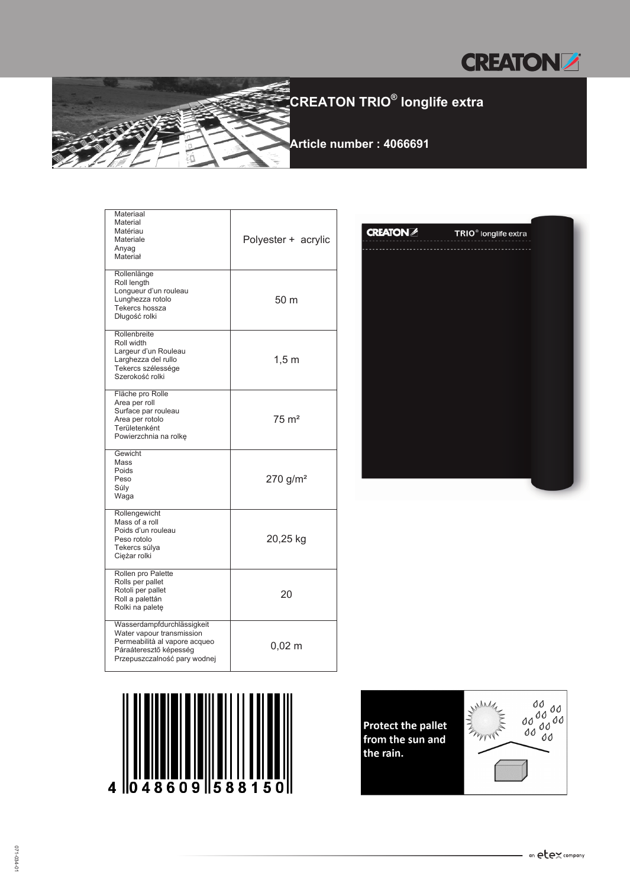CREATON

# CREATON TRIO® longlife extra

**Article number : 4066691**

| Property | Value |
|---|---|
| Materiaal<br>Material<br>Matériau<br>Materiale<br>Anyag<br>Materiał | Polyester + acrylic |
| Rollenlänge<br>Roll length<br>Longueur d'un rouleau<br>Lunghezza rotolo<br>Tekercs hossza<br>Długość rolki | 50 m |
| Rollenbreite<br>Roll width<br>Largeur d'un Rouleau<br>Larghezza del rullo<br>Tekercs szélessége<br>Szerokość rolki | 1,5 m |
| Fläche pro Rolle<br>Area per roll<br>Surface par rouleau<br>Area per rotolo<br>Területenként<br>Powierzchnia na rolkę | 75 m² |
| Gewicht<br>Mass<br>Poids<br>Peso<br>Súly<br>Waga | 270 g/m² |
| Rollengewicht<br>Mass of a roll<br>Poids d'un rouleau<br>Peso rotolo<br>Tekercs súlya<br>Ciężar rolki | 20,25 kg |
| Rollen pro Palette<br>Rolls per pallet<br>Rotoli per pallet<br>Roll a palettán<br>Rolki na paletę | 20 |
| Wasserdampfdurchlässigkeit<br>Water vapour transmission<br>Permeabilità al vapore acqueo<br>Páraáteresztő képesség<br>Przepuszczalność pary wodnej | 0,02 m |

CREATON TRIO® longlife extra

4 048609 588150

**Protect the pallet from the sun and the rain.**

071-034-01

an etex company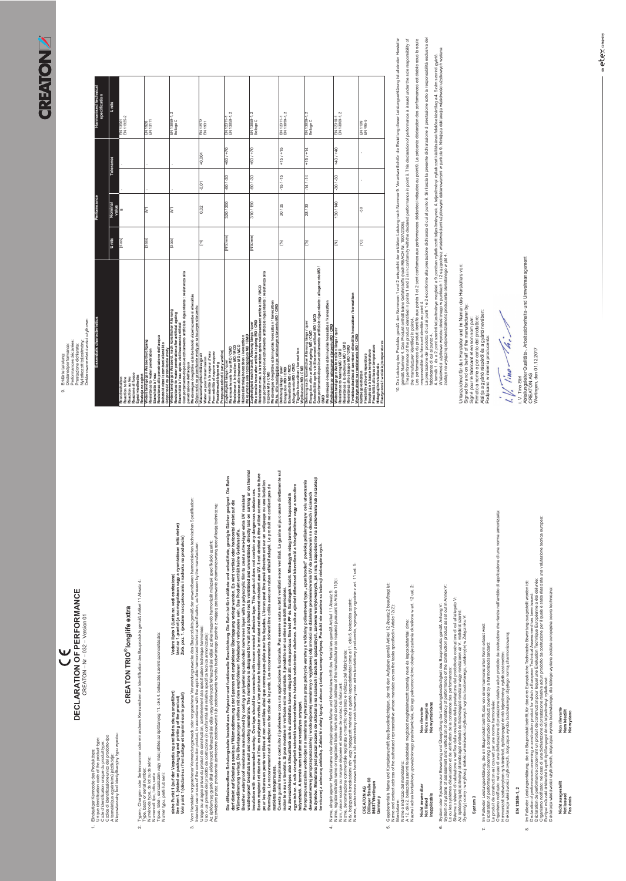# DECLARATION OF PERFORMANCE

CE

CREATON – Nr – 032 – Version 01

1. Eindeutiger Kenncode des Produkttyps:
Unique identification code of the product-type:
Code d'identification unique du produit type:
Codice di identificazione unico del prodotto-tipo:
A terméktípus egyedi azonosító kódja:
Niepowtarzalny kod identyfikacyjny typu wyrobu:

## CREATON TRIO® longlife extra

2. Typen-, Chargen- oder Seriennummer oder ein anderes Kennzeichen zur Identifikation des Bauproduktes gemäß Artikel 11 Absatz 4:
Type, batch or serial number:
Numéro de type, de lot ou de série:
Numero di tipo, lotto o serie:
Típus-, tétel-, sorozatszám vagy más jelölés az építőanyag 11. cikk 4. bekezdés szerinti azonosításához:
Numer typu, partii lub serii:

**siehe Punkt 1 (auf der Verpackung und Bedruckung angeführt)**
**See item 1 (stated on packaging and printing of the product)**
**Voir point 1 (déclaré sur l'emballage et imprimé sur le produit)**
**Vedere il pto 1 (Lotto nr. vedi confezione)**
**lásd az 1. pontot (a csomagoláson vagy a nyomtatáson feltüntetve)**
**Zob. poz. 1 (podane na opakowaniu i nadruku na produkcie)**

3. Vom Hersteller vorgesehener Verwendungszweck oder vorgesehene Verwendungszwecke des Bauproduktes gemäß der anwendbaren harmonisierten technischen Spezifikation:
Intended use or uses of the construction product, in accordance with the applicable harmonised technical specification, as foreseen by the manufacturer:
Usage ou usages prévus du produit de construction, conformément à la spécification technique harmonisée:
Uso o usi previsti del prodotto da costruzione, conformemente alla relativa specifica tecnica armonizzata:
Az építési termék gyártó által előirányzott felhasználási célja vagy céljai az alkalmazandó harmonizált műszaki specifikáció szerint:
Przewidziane przez producenta zamierzone zastosowanie lub zastosowania wyrobu budowlanego zgodnie z mającą zastosowanie zharmonizowaną specyfikacją techniczną:

**Die diffusionsoffene Schalungsbahn besteht aus Polyester und funktioneller Beschichtung. Die Bahn ist für belüftete und unbelüftete, geneigte Dächer geeignet. Die Bahn darf direkt auf Wärmedämmung sowie auf Wärmedämmung oder Sparren mit empfohlener Überlappung verlegt werden. Es wird vertikal oder horizontal direkt auf die Wärmedämmung verlegt. Die Überlappungen sind mit dem empfohlenen Klebeband zu verbinden. Das Produkt enthält keine Gefahrstoffe.**
**Breather waterproof membrane manufactured by coating a polyester spunbonded nonwoven layer with a polyacrylic film to create a two-layer extra UV resistant weatherproof breathable wall and roofing membrane. The membrane is designed for wall and pitched roofs ventilated and unventilated, directly laid on sarking or on thermal insulation with recommended overlap. Overlaps should be connected with recommended adhesive tape. This product does not contain any dangerous substances.**
**Ecran respirant et étanche à l'eau en polyester revêtu d'une peinture fonctionnelle le rendant extrêmement résistant aux UV. Il est destiné à être utilisé comme sous-toiture pour les toitures en pente ventilées et non ventilées ainsi que comme pare-pluie pour les façades. L'écran peut être posé directement sur un voligeage ou une isolation thermique. Les recouvrements doivent être adaptés en fonction de la pente. Les recouvrements doivent être collés avec un ruban adhésif adapté. Le produit ne contient pas de matières dangereuses.**
**Questa guaina traspirante è costituita di poliestere con una applicazione funzionale. Può essere usata su tetti ventilati e non ventilati. La guaina si può usare direttamente sul isolante o su un tavolato. Si può montare in verticale ed in orizzontale. Il prodotto non contiene prodotti pericolosi.**
**Az alátéthéjazatnak kifejlesztett több rétegű páraáteresztő fólia. A termék nem tartalmaz veszélyes anyagot.**
**Paroprzepuszczalna wodoodporna membrana wykonana przez pokrycie warstwy z włókniny poliestrowej typu „spunbonded" powłoką poliakrylową w celu stworzenia dwuwarstwowej membrany. Produkt nie zawiera substancji niebezpiecznych.**

4. Name, eingetragener Handelsname oder eingetragene Marke und Kontaktanschrift des Herstellers gemäß Artikel 11 Absatz 5:
Name, registered trade name or registered trade mark and contact address of the manufacturer as required pursuant to Article 11(5):
Nom, raison sociale ou marque déposée et adresse de contact du fabricant:
Nome, denominazione commerciale registrata o marchio registrato e indirizzo del fabbricante:
Név, bejegyzett kereskedelmi név vagy bejegyzett márkanév a gyártó kapcsolattartási címe a 11. cikk 5. bekezdés szerint:
Nazwa, zastrzeżona nazwa handlowa lub zastrzeżony znak towarowy oraz adres kontaktowy producenta, wymagany zgodnie z art. 11 ust. 5:

**CREATON AG**
**Dillinger Straße 60**
**86637 Wertingen**
**Germany**

5. Gegebenenfalls Name und Kontaktanschrift des Bevollmächtigten, der mit den Aufgaben gemäß Artikel 12 Absatz 2 beauftragt ist:
Where applicable, name and contact address of the authorised representative whose mandate covers the tasks specified in Article 12(2):
Nom et adresse du mandataire:
Nome e indirizzo del mandatario:
A 12. cikk 2. bekezdés szerinti feladatokkal megbízott meghatalmazott személy neve és kapcsolattartási címe:
Nazwa i adres kontaktowy upoważnionego przedstawiciela, którego pełnomocnictwo obejmuje zadania określone w art. 12 ust. 2:

**Nicht anwendbar**
**Not listed**
**Inapplicable**
**Non rilevante**
**Nem megadva**
**Nie wymieniono**

6. System oder Systeme zur Bewertung und Überprüfung der Leistungsbeständigkeit des Bauproduktes gemäß Anhang V:
System or systems of assessment and verification of constancy of performance of the construction product as set out in Annex V:
Le ou les systèmes d'évaluation et de vérification de la constance des performances:
Sistema o sistemi di valutazione e verifica della costanza della prestazione del prodotto da costruzione di cui all'allegato V:
Az építési termék teljesítmény állandóságának értékelésére és ellenőrzésére szolgáló rendszer vagy rendszerek az V. melléklet szerint:
System(y) oceny i weryfikacji stałości właściwości użytkowych wyrobu budowlanego, określony(-e) w Załączniku V:

**System 3**

7. Im Falle der Leistungserklärung, die ein Bauprodukt betrifft, das von einer harmonisierten Norm erfasst wird:
Declaration of performance concerning a construction product covered by a harmonised standard:
Le produit de construction est couvert par une norme harmonisée:
Organismo notificato: nel caso di una dichiarazione di prestazione relativa ad un prodotto da costruzione che rientra nell'ambito di applicazione di una norma armonizzata:
Harmonizált szabvány hatálya alá tartozó építési termékre vonatkozó teljesítménynyilatkozat esetén:
Deklaracja właściwości użytkowych wyrobu budowlanego objętego normą zharmonizowaną:

**EN 13859-1, 2**

8. Im Falle der Leistungserklärung, die ein Bauprodukt betrifft, für das eine Europäische Technische Bewertung ausgestellt worden ist:
Declaration of performance concerning a construction product for which a European Technical Assessment has been issued:
Déclaration des performances concernant un produit de construction pour lequel une Evaluation Technique Européenne a été délivrée:
Dichiarazione di prestazione nel caso di una dichiarazione di prestazione relativa ad un prodotto da costruzione per il quale è stata rilasciata una valutazione tecnica europea:
Európai műszaki értékelést kapott építőanyagra vonatkozó teljesítmény-nyilatkozat:
Deklaracja właściwości użytkowych wyrobu budowlanego, dla którego wydana została europejska ocena techniczna:

**Nicht ausgestellt**
**Not issued**
**Pas émis**
**Non emesso**
**Nem kiadott**
**Nie wydano**

9. Erklärte Leistung:
Declared performance:
Performances déclarées:
Prestazione dichiarata:
Nyilatkozott teljesítmény:
Deklarowane właściwości użytkowe:

| Essential characteristics | Performance | | | | Harmonised technical specification |
|---|---|---|---|---|---|
| | Units | Nominal value | Tolerance | | Units |
| **Brandverhalten / Reaction to fire / Réaction au feu / Reazione al fuoco / Égési viselkedés / Reakcja na ogień** | [class] | E | | | EN 13501-1, EN 11925-2 |
| **Widerstand gegen Wasserdurchgang / Resistance to water penetration / Etanchéité à l'eau / Resistenza alla penetrazione dell'acqua / Beázással szembeni ellenállás / Odporność na przenikanie wody** | [class] | W1 | | | EN 1928, EN 13111 |
| **Widerstand gegen Wasserdurchgang nach künstlicher Alterung / Resistance to water penetration after artificial ageing / Etanchéité à l'eau après vieillissement artificiel / Comportamento dopo invecchiamento artificiale rigardante : resistenza alla penetrazione dell'acqua / Mesterséges öregítés után beázással szembeni ellenállás / Odporność na przenikanie wody po sztucznym starzeniu** | [class] | W1 | | | EN 13859-1, 2 Beilage C |
| **Wasserdampfdurchlässigkeit / Water vapour transmission / Perméabilité à la vapeur d'eau / Permeabilità al vapore acqueo / Páraáteresztő képesség / Przepuszczalność pary wodnej** | [m] | 0.02 | -0.01 | +0.004 | EN 12572, EN 1931 |
| **Zugfestigkeit / Tensile strength MD / CMD / Résistance à la traction MD / MCD / Resistenza a trazione MD / CMD / Húzószilárdság hosszában / keresztben / Maksymalna siła rozciągająca MD / CMD** | [N/50mm] | 320 / 200 | -60 / -30 | +60 / +70 | EN 12311-1, EN 13859-1, 2 |
| **Zugfestigkeit nach künstlicher Alterung längs / quer / Tensile strength after artificial ageing MD / CMD / Résistance max. à la traction après vieillissement artificiel MD / MCD / Comportamento dopo invecchiamento artificiale rigardante : resistenza alla trazione MD / CMD / Mesterséges öregítés után húzószilárdság hosszában / keresztben / Maksymalna siła rozciągająca po sztucznym starzeniu MD / CMD** | [N/50mm] | 310 / 190 | -60 / -30 | +60 / +70 | EN 13859-1, 2 Beilage C |
| **Dehnung längs / quer / Elongation MD / CMD / Allongement MD / MCD / Allungamento MD / CMD / Szakadási nyúlás hosszában / keresztben / Wydłużenie MD / CMD** | [%] | 30 / 35 | -15 / -15 | +15 / +15 | EN 12311-1, EN 13859-1, 2 |
| **Dehnung nach künstlicher Alterung längs / quer / Elongation after artificial ageing MD / CMD / Allongement après vieillissement artificiel MD / MCD / Comportamento dopo invecchiamento artificiale rigardante : allungamento MD / CMD / Mesterséges öregítés után szakadási nyúlás hosszában / keresztben / Wydłużenie po sztucznym starzeniu MD / CMD** | [%] | 28 / 33 | -14 / -14 | +15 / +14 | EN 13859-1, 2 Beilage C |
| **Widerstand gegen Weiterreißen längs / quer / Resistance to tearing MD / CMD / Résistance à la déchirure MD / MCD / Resistenza allo strappo MD / CMD / Továbbszakadással szembeni ellenállás hosszában / keresztben / Wytrzymałość na rozdzieranie MD / CMD** | [N] | 130 / 140 | -30 / -30 | +40 / +40 | EN 12310-1, EN 13859-1, 2 |
| **Kaltbiegeverhalten / Flexibility at low temperature / Souplesse à basse température / Flessibilità a bassa temperatura / Hidegajlítási viselkedés / Elastyczność w niskiej temperaturze** | [°C] | -50 | - | - | EN 1109, EN 495-5 |

10. Die Leistung des Produkts gemäß den Nummern 1 und 2 entspricht der erklärten Leistung nach Nummer 9. Verantwortlich für die Erstellung dieser Leistungserklärung ist allein der Hersteller gemäß Nummer 4. Das Produkt enthält keine Gefahrstoffe (nach REACH Nr. 1907/2006).
The performance of the product identified in points 1 and 2 is in conformity with the declared performance in point 9. This declaration of performance is issued under the sole responsibility of the manufacturer identified in point 4.
Les performances du produit identifié aux points 1 et 2 sont conformes aux performances déclarées indiquées au point 9. La présente déclaration des performances est établie sous la seule responsabilité du fabricant identifié au point 4.
La prestazione del prodotto di cui ai punti 1 e 2 è conforme alla prestazione dichiarata di cui al punto 9. Si rilascia la presente dichiarazione di prestazione sotto la responsabilità esclusiva del fabbricante di cui al punto 4.
A termék 1. és 2. pont szerinti teljesítménye megfelel a 9. pontban nyilatkozott teljesítménynek. A teljesítmény nyilatkozat kiállításáért kizárólag a 4. pontban szereplő gyártó felel.
Właściwości użytkowe wyrobu określonego w punktach 1 i 2 są zgodne z właściwościami użytkowymi deklarowanymi w punkcie 9. Niniejsza deklaracja właściwości użytkowych wydana zostaje na wyłączną odpowiedzialność producenta określonego w pkt 4.

Unterzeichnet für den Hersteller und im Namen des Herstellers von:
Signed for and on behalf of the manufacturer by:
Signé pour le fabricant et en son nom par:
Firmato a nome e per conto del produttore:
Aláírja a gyártó részéről és a gyártó nevében:
Podpisano w imieniu producenta:

i.V. Timo Stöl
Leiter Qualitäts-, Arbeitssicherheits- und Umweltmanagement
CREATON AG
Wertingen, den 01.12.2017